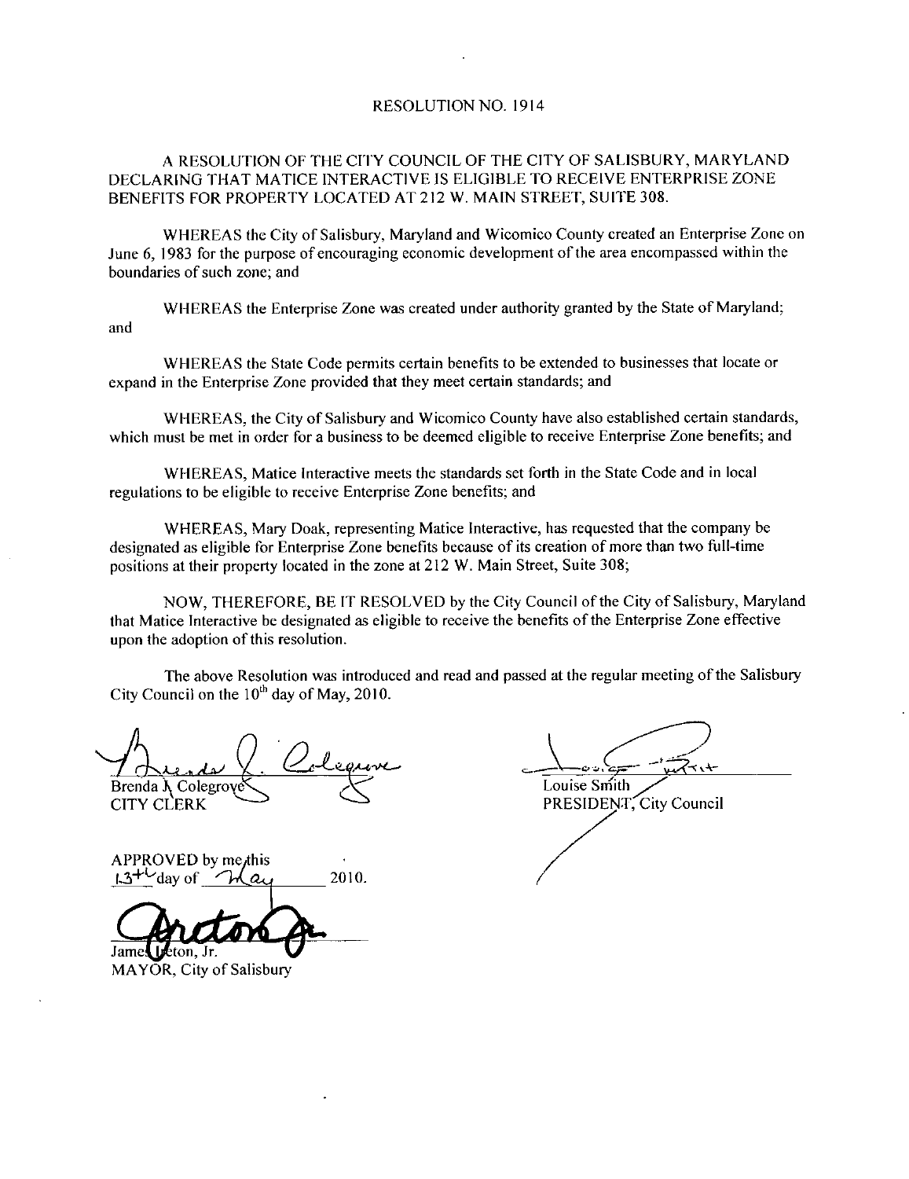# RESOLUTION NO. 1914

A RESOLUTION OF THE CITY COUNCIL OF THE CITY OF SALISBURY, MARYLAND DECLARING THAT MATICE INTERACTIVE IS ELIGIBLE TO RECEIVE ENTERPRISE ZONE BENEFITS FOR PROPERTY LOCATED AT 212 W. MAIN STREET, SUITE 308.

WHEREAS the City of Salisbury, Maryland and Wicomico County created an Enterprise Zone on June 6, 1983 for the purpose of encouraging economic development of the area encompassed within the boundaries of such zone; and

WHEREAS the Enterprise Zone was created under authority granted by the State of Maryland; and

WHEREAS the State Code permits certain benefits to be extended to businesses that locate or expand in the Enterprise Zone provided that they meet certain standards; and

WHEREAS, the City of Salisbury and Wicomico County have also established certain standards, which must be met in order for a business to be deemed eligible to receive Enterprise Zone benefits; and

WHEREAS, Matice Interactive meets the standards set forth in the State Code and in local regulations to be eligible to receive Enterprise Zone benefits; and

WHEREAS, Mary Doak, representing Matice Interactive, has requested that the company be designated as eligible for Enterprise Zone benefits because of its creation of more than two full-time positions at their property located in the zone at 212 W. Main Street, Suite 308;

NOW, THEREFORE, BE IT RESOLVED by the City Council of the City of Salisbury, Maryland that Matice Interactive be designated as eligible to receive the benefits of the Enterprise Zone effective upon the adoption of this resolution.

The above Resolution was introduced and read and passed at the regular meeting of the Salisbury City Council on the 10th day of May, 2010.

Brenda J. Colegrove
CITY CLERK

Louise Smith
PRESIDENT, City Council

APPROVED by me this 13th day of May 2010.

James Ireton, Jr.
MAYOR, City of Salisbury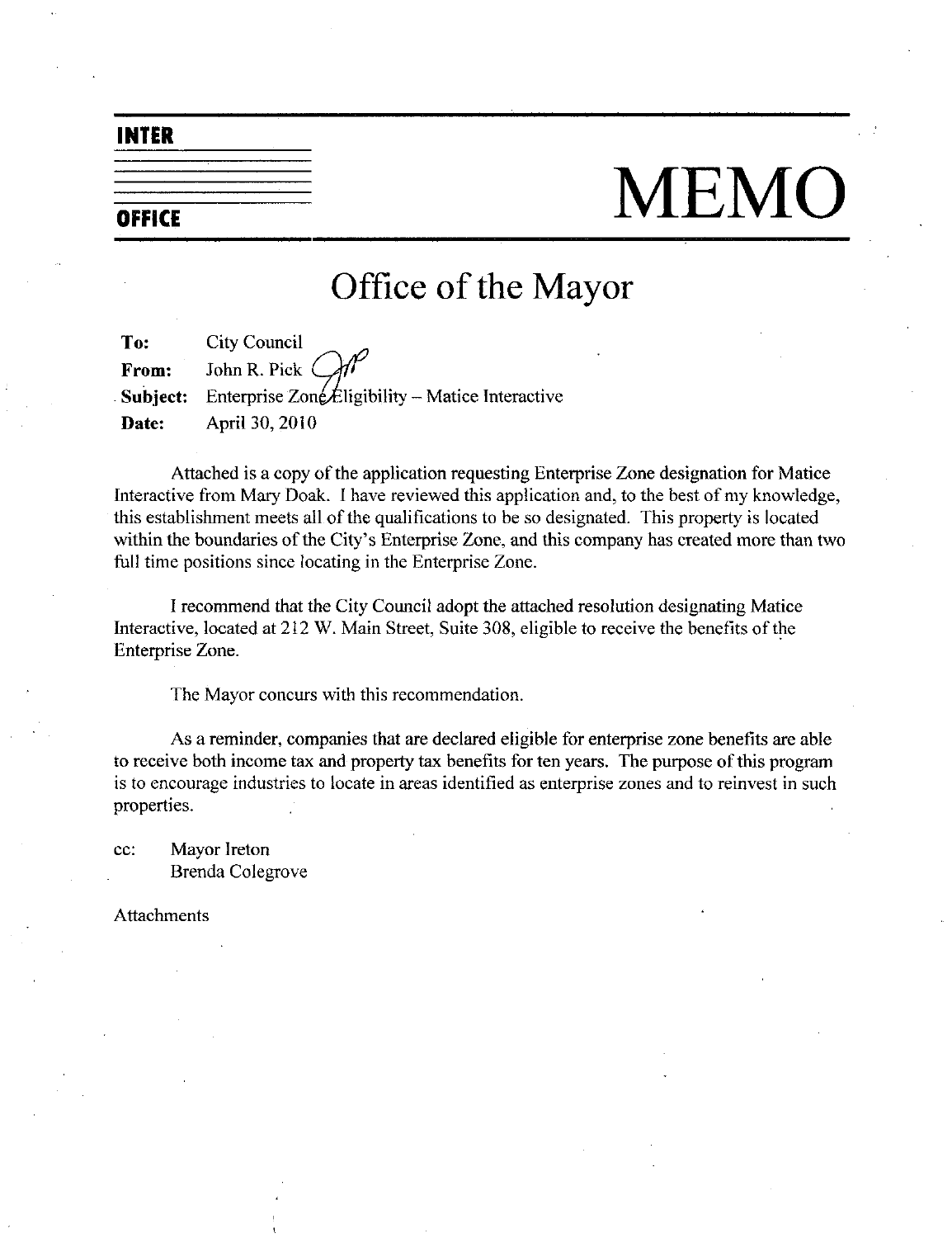**INTER**

**OFFICE**

# MEMO

## Office of the Mayor

**To:** City Council
**From:** John R. Pick
**Subject:** Enterprise Zone Eligibility – Matice Interactive
**Date:** April 30, 2010

Attached is a copy of the application requesting Enterprise Zone designation for Matice Interactive from Mary Doak. I have reviewed this application and, to the best of my knowledge, this establishment meets all of the qualifications to be so designated. This property is located within the boundaries of the City's Enterprise Zone, and this company has created more than two full time positions since locating in the Enterprise Zone.

I recommend that the City Council adopt the attached resolution designating Matice Interactive, located at 212 W. Main Street, Suite 308, eligible to receive the benefits of the Enterprise Zone.

The Mayor concurs with this recommendation.

As a reminder, companies that are declared eligible for enterprise zone benefits are able to receive both income tax and property tax benefits for ten years. The purpose of this program is to encourage industries to locate in areas identified as enterprise zones and to reinvest in such properties.

cc: Mayor Ireton
Brenda Colegrove

Attachments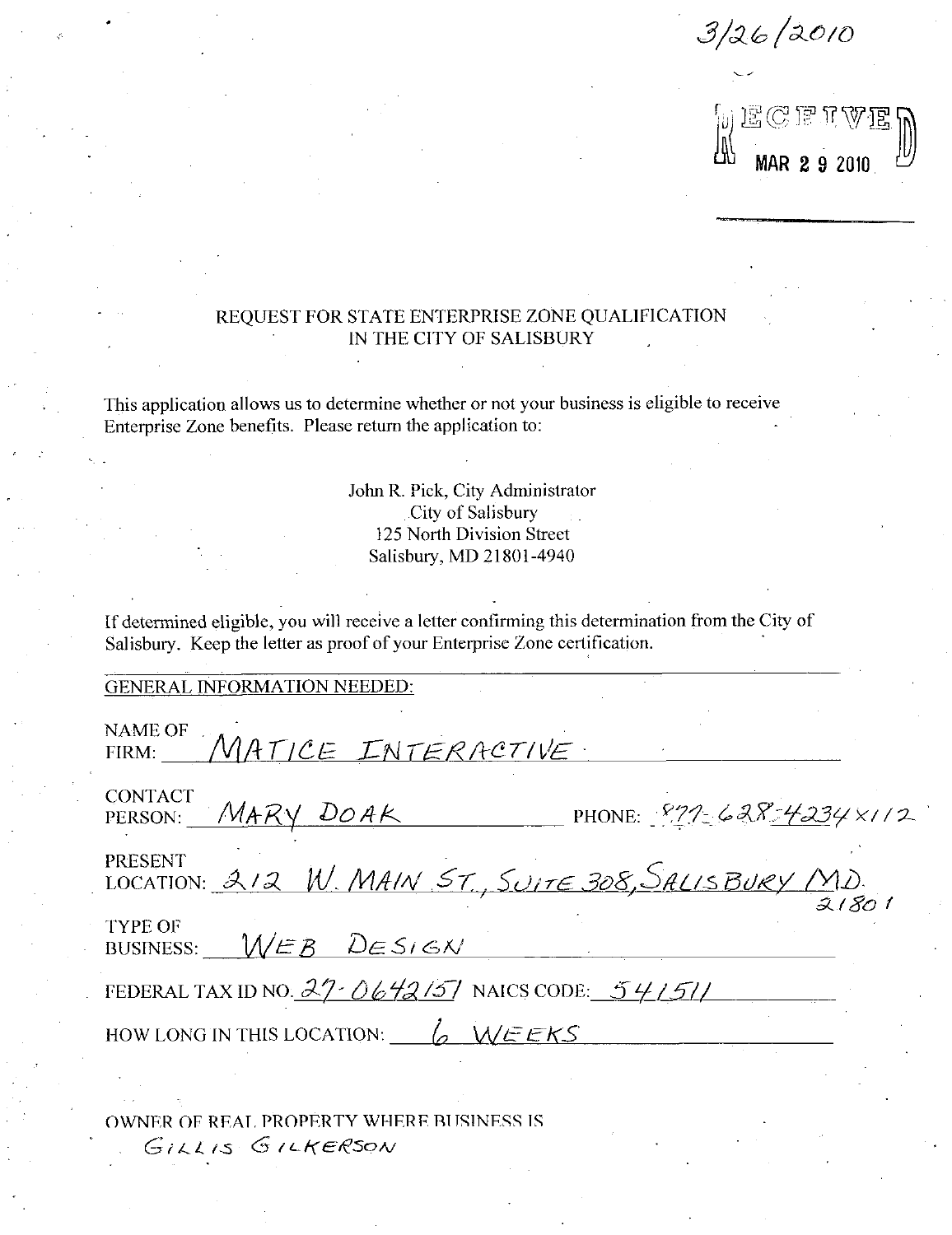3/26/2010

RECEIVED
MAR 2 9 2010

REQUEST FOR STATE ENTERPRISE ZONE QUALIFICATION
IN THE CITY OF SALISBURY

This application allows us to determine whether or not your business is eligible to receive Enterprise Zone benefits. Please return the application to:

John R. Pick, City Administrator
City of Salisbury
125 North Division Street
Salisbury, MD 21801-4940

If determined eligible, you will receive a letter confirming this determination from the City of Salisbury. Keep the letter as proof of your Enterprise Zone certification.

GENERAL INFORMATION NEEDED:

NAME OF FIRM: MATICE INTERACTIVE

CONTACT PERSON: MARY DOAK PHONE: 877-628-4234 x112

PRESENT LOCATION: 212 W. MAIN ST., SUITE 308, SALISBURY MD. 21801

TYPE OF BUSINESS: WEB DESIGN

FEDERAL TAX ID NO. 27-0642151 NAICS CODE: 541511

HOW LONG IN THIS LOCATION: 6 WEEKS

OWNER OF REAL PROPERTY WHERE BUSINESS IS
GILLIS GILKERSON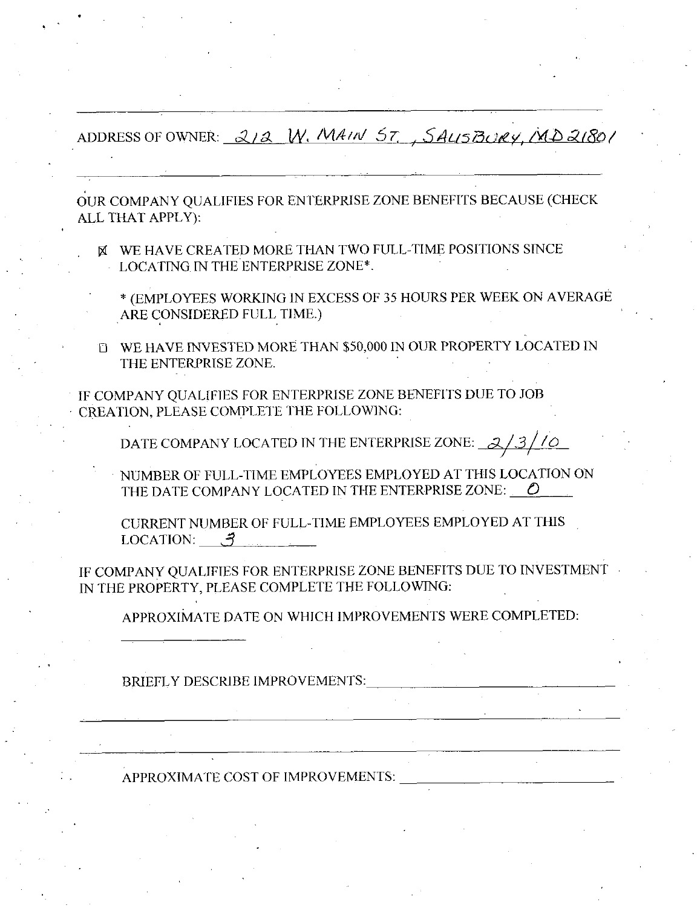ADDRESS OF OWNER: 212 W. MAIN ST., SALISBURY, MD 21801

OUR COMPANY QUALIFIES FOR ENTERPRISE ZONE BENEFITS BECAUSE (CHECK ALL THAT APPLY):

- [x] WE HAVE CREATED MORE THAN TWO FULL-TIME POSITIONS SINCE LOCATING IN THE ENTERPRISE ZONE*.

  * (EMPLOYEES WORKING IN EXCESS OF 35 HOURS PER WEEK ON AVERAGE ARE CONSIDERED FULL TIME.)

- [ ] WE HAVE INVESTED MORE THAN $50,000 IN OUR PROPERTY LOCATED IN THE ENTERPRISE ZONE.

IF COMPANY QUALIFIES FOR ENTERPRISE ZONE BENEFITS DUE TO JOB CREATION, PLEASE COMPLETE THE FOLLOWING:

DATE COMPANY LOCATED IN THE ENTERPRISE ZONE: 2/3/10

NUMBER OF FULL-TIME EMPLOYEES EMPLOYED AT THIS LOCATION ON THE DATE COMPANY LOCATED IN THE ENTERPRISE ZONE: 0

CURRENT NUMBER OF FULL-TIME EMPLOYEES EMPLOYED AT THIS LOCATION: 3

IF COMPANY QUALIFIES FOR ENTERPRISE ZONE BENEFITS DUE TO INVESTMENT IN THE PROPERTY, PLEASE COMPLETE THE FOLLOWING:

APPROXIMATE DATE ON WHICH IMPROVEMENTS WERE COMPLETED: ____________

BRIEFLY DESCRIBE IMPROVEMENTS: ____________

APPROXIMATE COST OF IMPROVEMENTS: ____________